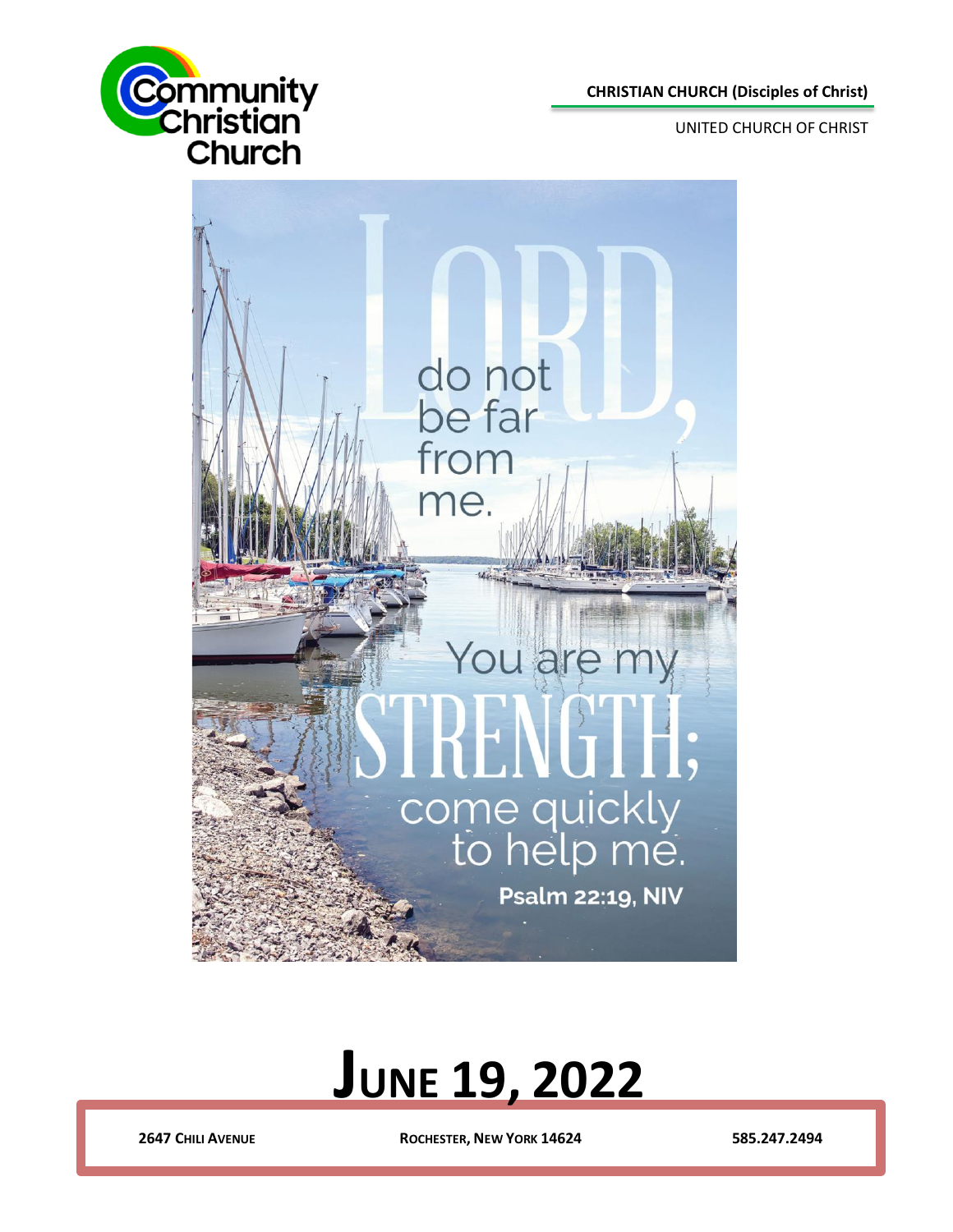Community Christian Church

**CHRISTIAN CHURCH (Disciples of Christ)**

UNITED CHURCH OF CHRIST

LORD, do not be far from me. You are my STRENGTH; come quickly to help me.

**Psalm 22:19, NIV**

# June 19, 2022

**2647 Chili Avenue** | **Rochester, New York 14624** | **585.247.2494**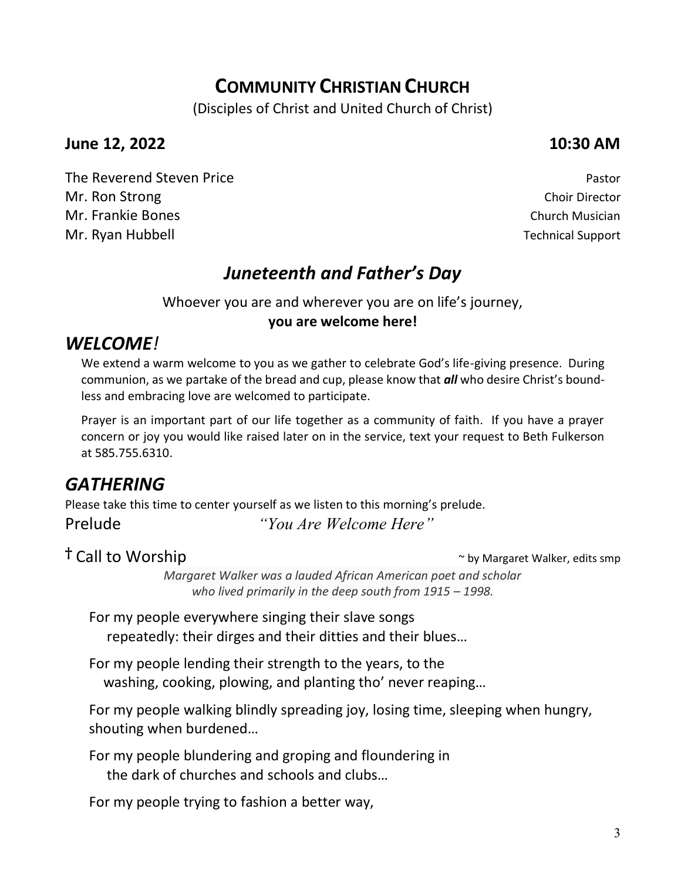# COMMUNITY CHRISTIAN CHURCH

(Disciples of Christ and United Church of Christ)

**June 12, 2022** **10:30 AM**

The Reverend Steven Price — Pastor
Mr. Ron Strong — Choir Director
Mr. Frankie Bones — Church Musician
Mr. Ryan Hubbell — Technical Support

## *Juneteenth and Father's Day*

Whoever you are and wherever you are on life's journey,
**you are welcome here!**

## *WELCOME!*

We extend a warm welcome to you as we gather to celebrate God's life-giving presence. During communion, as we partake of the bread and cup, please know that ***all*** who desire Christ's boundless and embracing love are welcomed to participate.

Prayer is an important part of our life together as a community of faith. If you have a prayer concern or joy you would like raised later on in the service, text your request to Beth Fulkerson at 585.755.6310.

## *GATHERING*

Please take this time to center yourself as we listen to this morning's prelude.

Prelude *"You Are Welcome Here"*

† Call to Worship ~ by Margaret Walker, edits smp

*Margaret Walker was a lauded African American poet and scholar who lived primarily in the deep south from 1915 – 1998.*

For my people everywhere singing their slave songs
repeatedly: their dirges and their ditties and their blues…

For my people lending their strength to the years, to the
washing, cooking, plowing, and planting tho' never reaping…

For my people walking blindly spreading joy, losing time, sleeping when hungry, shouting when burdened…

For my people blundering and groping and floundering in
the dark of churches and schools and clubs…

For my people trying to fashion a better way,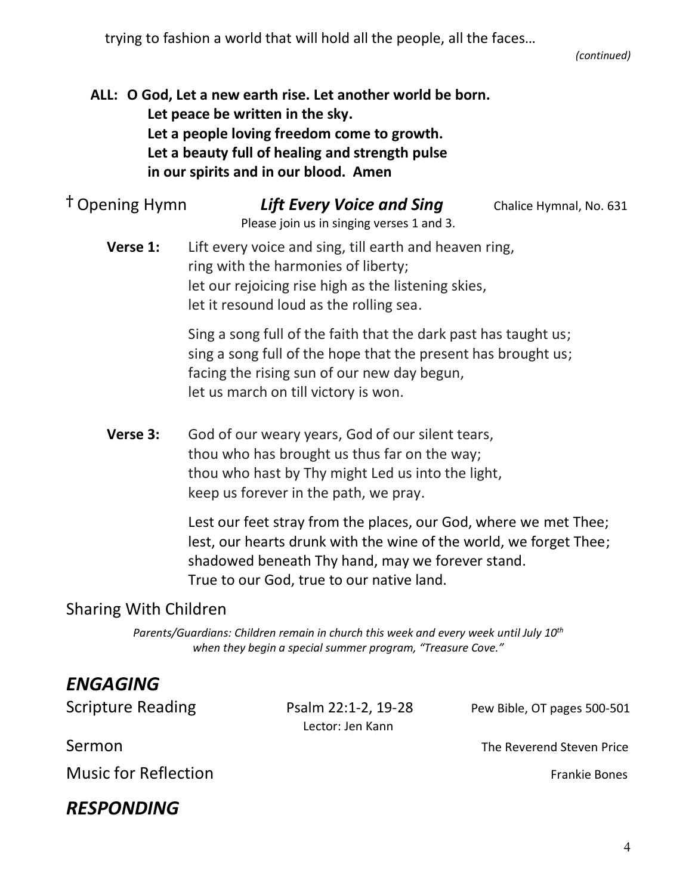trying to fashion a world that will hold all the people, all the faces…

*(continued)*

**ALL: O God, Let a new earth rise. Let another world be born.**
**Let peace be written in the sky.**
**Let a people loving freedom come to growth.**
**Let a beauty full of healing and strength pulse**
**in our spirits and in our blood. Amen**

† Opening Hymn **_Lift Every Voice and Sing_** Chalice Hymnal, No. 631

Please join us in singing verses 1 and 3.

**Verse 1:** Lift every voice and sing, till earth and heaven ring,
ring with the harmonies of liberty;
let our rejoicing rise high as the listening skies,
let it resound loud as the rolling sea.

Sing a song full of the faith that the dark past has taught us;
sing a song full of the hope that the present has brought us;
facing the rising sun of our new day begun,
let us march on till victory is won.

**Verse 3:** God of our weary years, God of our silent tears,
thou who has brought us thus far on the way;
thou who hast by Thy might Led us into the light,
keep us forever in the path, we pray.

Lest our feet stray from the places, our God, where we met Thee;
lest, our hearts drunk with the wine of the world, we forget Thee;
shadowed beneath Thy hand, may we forever stand.
True to our God, true to our native land.

Sharing With Children

*Parents/Guardians: Children remain in church this week and every week until July 10th when they begin a special summer program, "Treasure Cove."*

## *ENGAGING*

Scripture Reading — Psalm 22:1-2, 19-28 — Pew Bible, OT pages 500-501
Lector: Jen Kann

Sermon — The Reverend Steven Price

Music for Reflection — Frankie Bones

## *RESPONDING*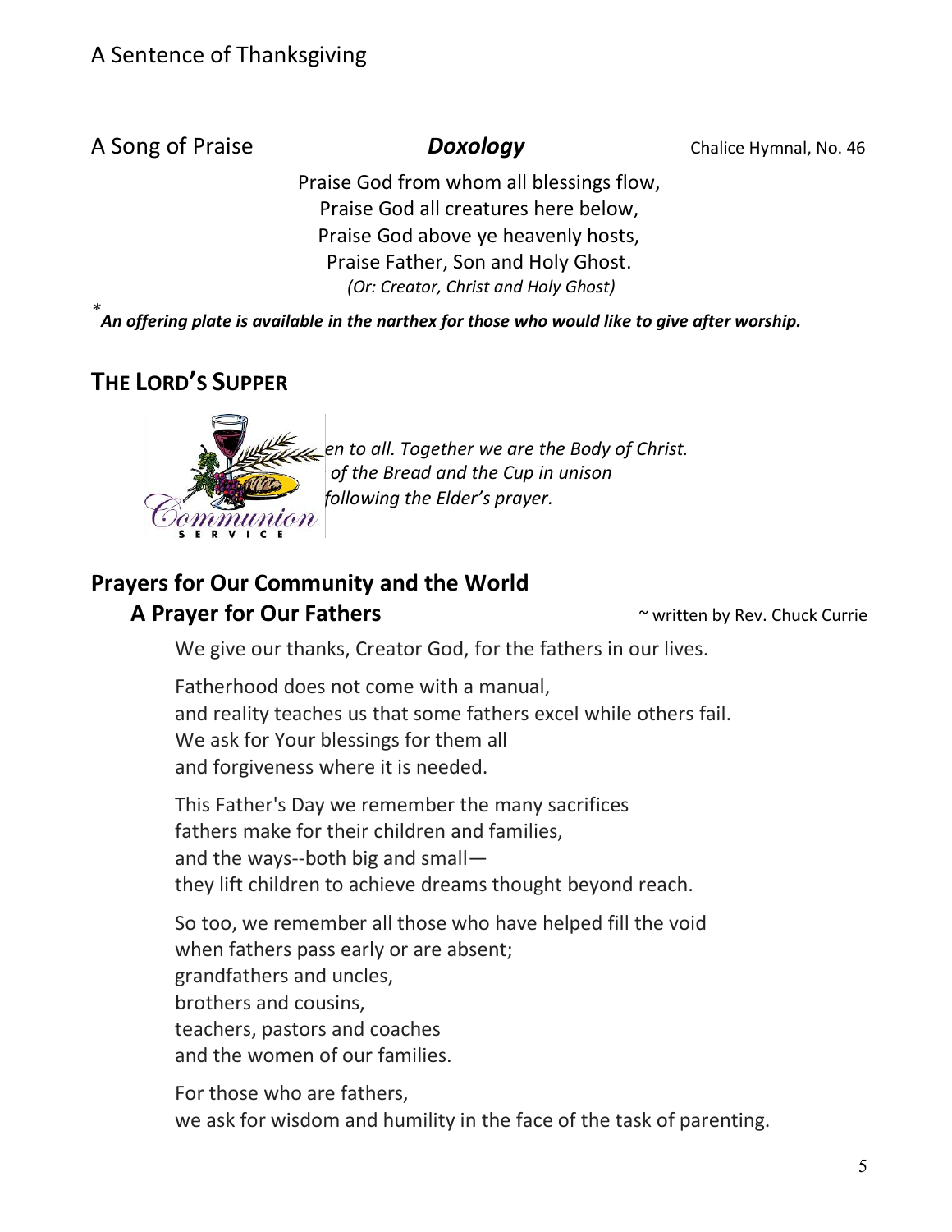A Sentence of Thanksgiving

A Song of Praise **_Doxology_** Chalice Hymnal, No. 46

Praise God from whom all blessings flow,
Praise God all creatures here below,
Praise God above ye heavenly hosts,
Praise Father, Son and Holy Ghost.
*(Or: Creator, Christ and Holy Ghost)*

***An offering plate is available in the narthex for those who would like to give after worship.***

## THE LORD'S SUPPER

*en to all. Together we are the Body of Christ.*
*of the Bread and the Cup in unison*
*following the Elder's prayer.*

## Prayers for Our Community and the World

### A Prayer for Our Fathers

~ written by Rev. Chuck Currie

We give our thanks, Creator God, for the fathers in our lives.

Fatherhood does not come with a manual,
and reality teaches us that some fathers excel while others fail.
We ask for Your blessings for them all
and forgiveness where it is needed.

This Father's Day we remember the many sacrifices
fathers make for their children and families,
and the ways--both big and small—
they lift children to achieve dreams thought beyond reach.

So too, we remember all those who have helped fill the void
when fathers pass early or are absent;
grandfathers and uncles,
brothers and cousins,
teachers, pastors and coaches
and the women of our families.

For those who are fathers,
we ask for wisdom and humility in the face of the task of parenting.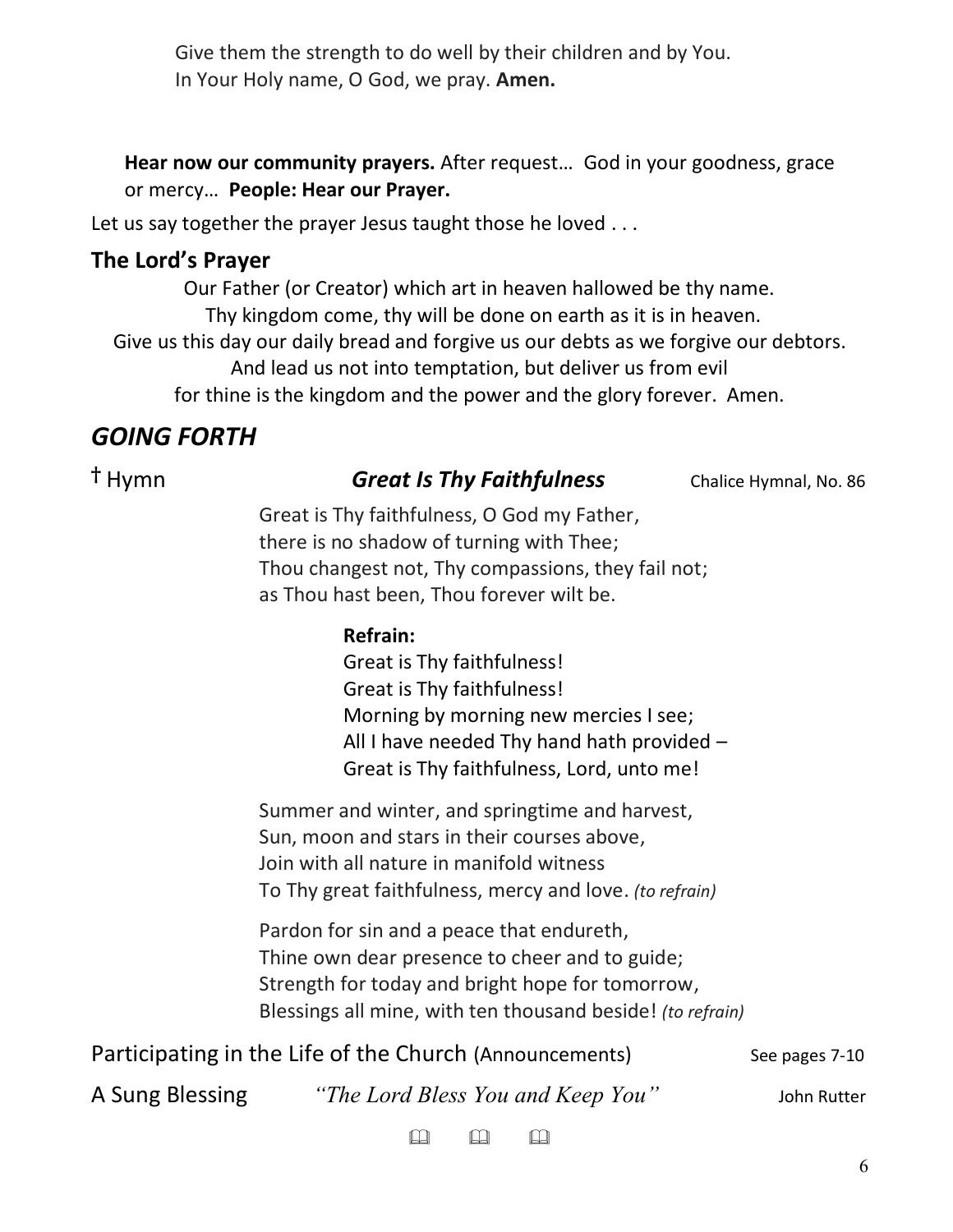Give them the strength to do well by their children and by You.
In Your Holy name, O God, we pray. **Amen.**

**Hear now our community prayers.** After request… God in your goodness, grace or mercy… **People: Hear our Prayer.**

Let us say together the prayer Jesus taught those he loved . . .

### The Lord's Prayer

Our Father (or Creator) which art in heaven hallowed be thy name.
Thy kingdom come, thy will be done on earth as it is in heaven.
Give us this day our daily bread and forgive us our debts as we forgive our debtors.
And lead us not into temptation, but deliver us from evil
for thine is the kingdom and the power and the glory forever. Amen.

## *GOING FORTH*

† Hymn ***Great Is Thy Faithfulness*** Chalice Hymnal, No. 86

Great is Thy faithfulness, O God my Father,
there is no shadow of turning with Thee;
Thou changest not, Thy compassions, they fail not;
as Thou hast been, Thou forever wilt be.

**Refrain:**
Great is Thy faithfulness!
Great is Thy faithfulness!
Morning by morning new mercies I see;
All I have needed Thy hand hath provided –
Great is Thy faithfulness, Lord, unto me!

Summer and winter, and springtime and harvest,
Sun, moon and stars in their courses above,
Join with all nature in manifold witness
To Thy great faithfulness, mercy and love. *(to refrain)*

Pardon for sin and a peace that endureth,
Thine own dear presence to cheer and to guide;
Strength for today and bright hope for tomorrow,
Blessings all mine, with ten thousand beside! *(to refrain)*

Participating in the Life of the Church (Announcements) See pages 7-10

A Sung Blessing *"The Lord Bless You and Keep You"* John Rutter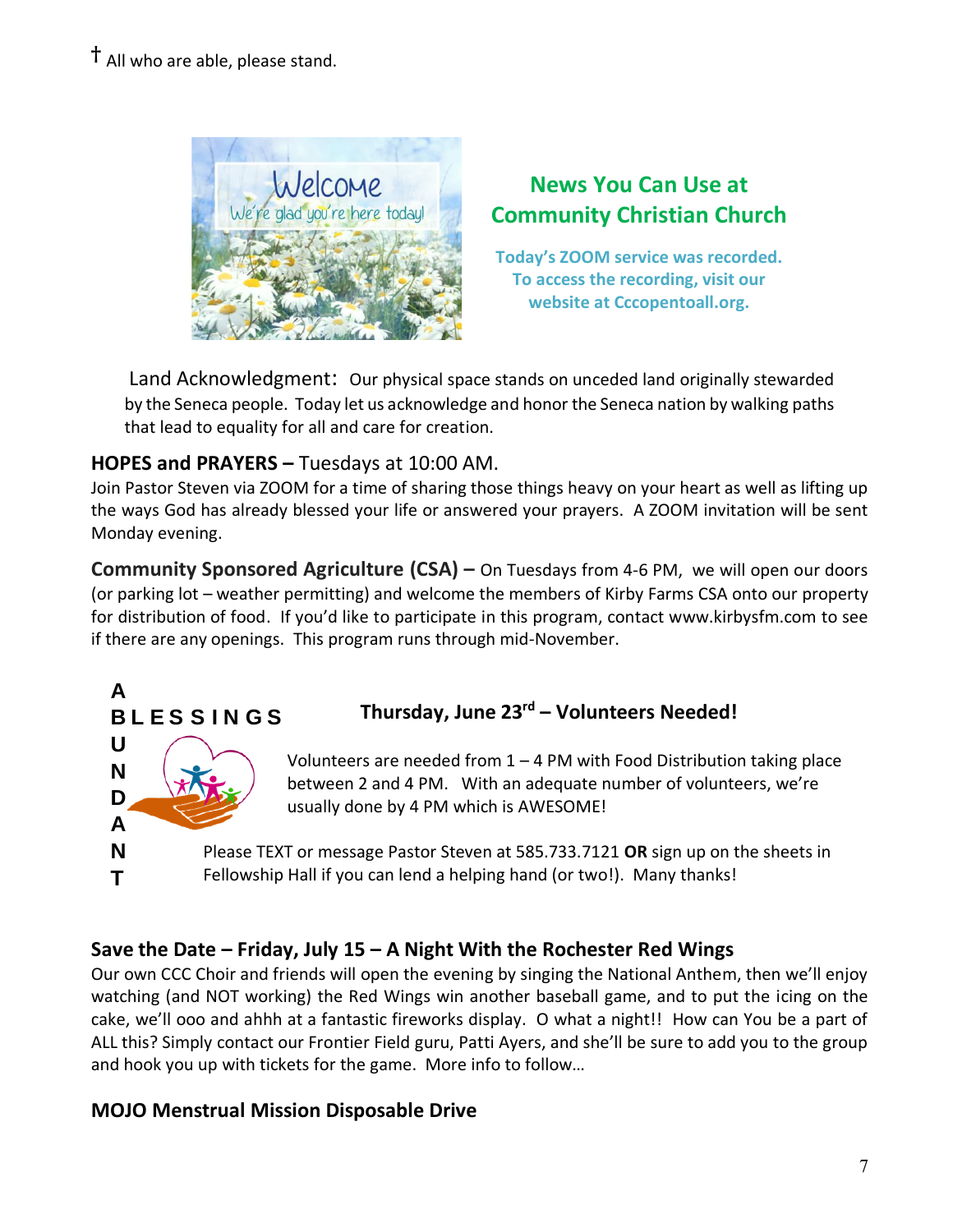† All who are able, please stand.

## News You Can Use at Community Christian Church

**Today's ZOOM service was recorded. To access the recording, visit our website at Cccopentoall.org.**

Land Acknowledgment: Our physical space stands on unceded land originally stewarded by the Seneca people. Today let us acknowledge and honor the Seneca nation by walking paths that lead to equality for all and care for creation.

**HOPES and PRAYERS –** Tuesdays at 10:00 AM.
Join Pastor Steven via ZOOM for a time of sharing those things heavy on your heart as well as lifting up the ways God has already blessed your life or answered your prayers. A ZOOM invitation will be sent Monday evening.

**Community Sponsored Agriculture (CSA) –** On Tuesdays from 4-6 PM, we will open our doors (or parking lot – weather permitting) and welcome the members of Kirby Farms CSA onto our property for distribution of food. If you'd like to participate in this program, contact www.kirbysfm.com to see if there are any openings. This program runs through mid-November.

**A BLESSINGS ABUNDANT**

**Thursday, June 23rd – Volunteers Needed!**

Volunteers are needed from 1 – 4 PM with Food Distribution taking place between 2 and 4 PM. With an adequate number of volunteers, we're usually done by 4 PM which is AWESOME!

Please TEXT or message Pastor Steven at 585.733.7121 **OR** sign up on the sheets in Fellowship Hall if you can lend a helping hand (or two!). Many thanks!

**Save the Date – Friday, July 15 – A Night With the Rochester Red Wings**
Our own CCC Choir and friends will open the evening by singing the National Anthem, then we'll enjoy watching (and NOT working) the Red Wings win another baseball game, and to put the icing on the cake, we'll ooo and ahhh at a fantastic fireworks display. O what a night!! How can You be a part of ALL this? Simply contact our Frontier Field guru, Patti Ayers, and she'll be sure to add you to the group and hook you up with tickets for the game. More info to follow…

**MOJO Menstrual Mission Disposable Drive**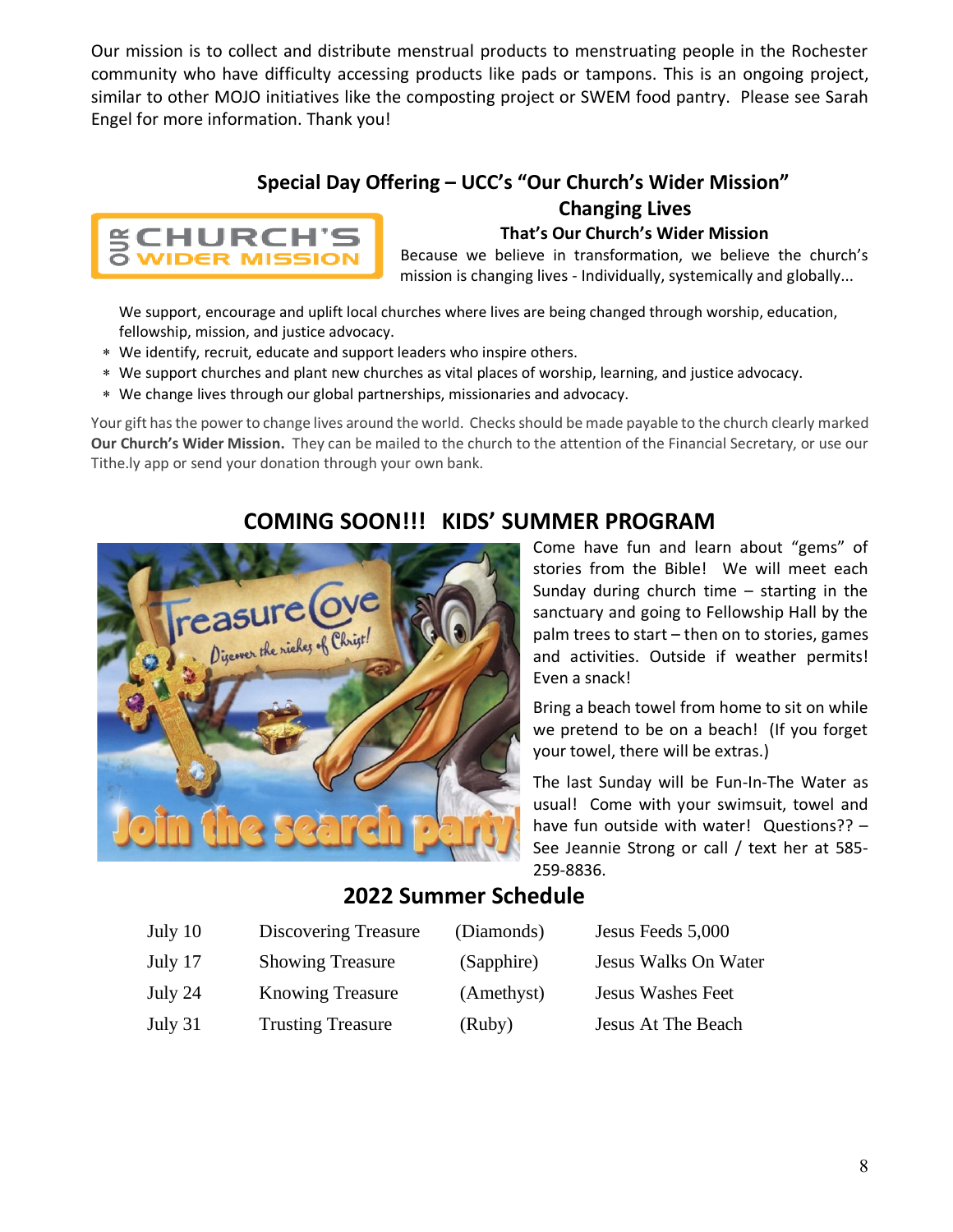Our mission is to collect and distribute menstrual products to menstruating people in the Rochester community who have difficulty accessing products like pads or tampons. This is an ongoing project, similar to other MOJO initiatives like the composting project or SWEM food pantry. Please see Sarah Engel for more information. Thank you!

## Special Day Offering – UCC's "Our Church's Wider Mission"

### Changing Lives

#### That's Our Church's Wider Mission

Because we believe in transformation, we believe the church's mission is changing lives - Individually, systemically and globally...

We support, encourage and uplift local churches where lives are being changed through worship, education, fellowship, mission, and justice advocacy.

* We identify, recruit, educate and support leaders who inspire others.
* We support churches and plant new churches as vital places of worship, learning, and justice advocacy.
* We change lives through our global partnerships, missionaries and advocacy.

Your gift has the power to change lives around the world. Checks should be made payable to the church clearly marked **Our Church's Wider Mission.** They can be mailed to the church to the attention of the Financial Secretary, or use our Tithe.ly app or send your donation through your own bank.

## COMING SOON!!! KIDS' SUMMER PROGRAM

Come have fun and learn about "gems" of stories from the Bible! We will meet each Sunday during church time – starting in the sanctuary and going to Fellowship Hall by the palm trees to start – then on to stories, games and activities. Outside if weather permits! Even a snack!

Bring a beach towel from home to sit on while we pretend to be on a beach! (If you forget your towel, there will be extras.)

The last Sunday will be Fun-In-The Water as usual! Come with your swimsuit, towel and have fun outside with water! Questions?? – See Jeannie Strong or call / text her at 585-259-8836.

## 2022 Summer Schedule

| | | | |
|---|---|---|---|
| July 10 | Discovering Treasure | (Diamonds) | Jesus Feeds 5,000 |
| July 17 | Showing Treasure | (Sapphire) | Jesus Walks On Water |
| July 24 | Knowing Treasure | (Amethyst) | Jesus Washes Feet |
| July 31 | Trusting Treasure | (Ruby) | Jesus At The Beach |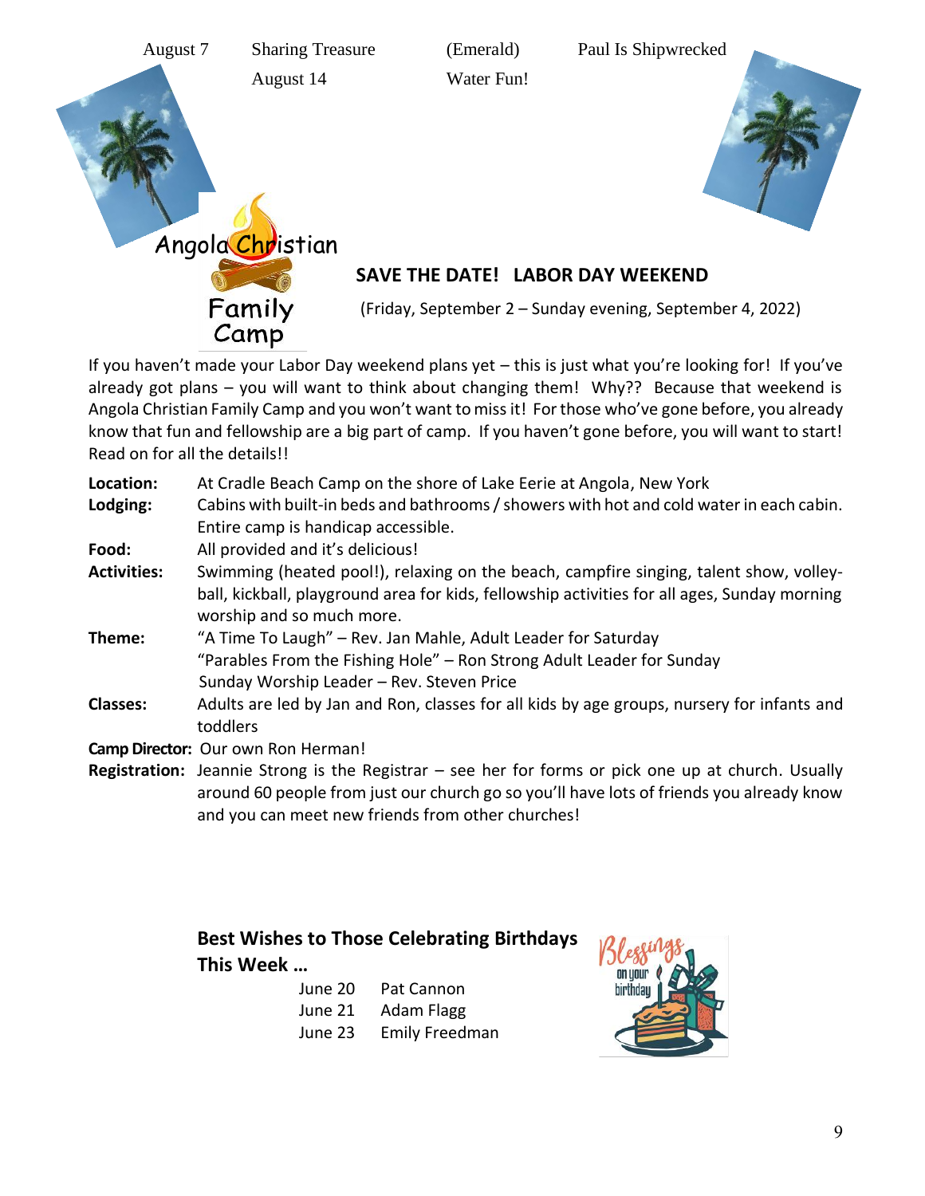| | | | |
|---|---|---|---|
| August 7 | Sharing Treasure | (Emerald) | Paul Is Shipwrecked |
| | August 14 | Water Fun! | |

Angola Christian Family Camp

## SAVE THE DATE! LABOR DAY WEEKEND

(Friday, September 2 – Sunday evening, September 4, 2022)

If you haven't made your Labor Day weekend plans yet – this is just what you're looking for! If you've already got plans – you will want to think about changing them! Why?? Because that weekend is Angola Christian Family Camp and you won't want to miss it! For those who've gone before, you already know that fun and fellowship are a big part of camp. If you haven't gone before, you will want to start! Read on for all the details!!

**Location:** At Cradle Beach Camp on the shore of Lake Eerie at Angola, New York

**Lodging:** Cabins with built-in beds and bathrooms / showers with hot and cold water in each cabin. Entire camp is handicap accessible.

**Food:** All provided and it's delicious!

**Activities:** Swimming (heated pool!), relaxing on the beach, campfire singing, talent show, volley-ball, kickball, playground area for kids, fellowship activities for all ages, Sunday morning worship and so much more.

**Theme:** "A Time To Laugh" – Rev. Jan Mahle, Adult Leader for Saturday
"Parables From the Fishing Hole" – Ron Strong Adult Leader for Sunday
Sunday Worship Leader – Rev. Steven Price

**Classes:** Adults are led by Jan and Ron, classes for all kids by age groups, nursery for infants and toddlers

**Camp Director:** Our own Ron Herman!

**Registration:** Jeannie Strong is the Registrar – see her for forms or pick one up at church. Usually around 60 people from just our church go so you'll have lots of friends you already know and you can meet new friends from other churches!

### Best Wishes to Those Celebrating Birthdays This Week …

| | |
|---|---|
| June 20 | Pat Cannon |
| June 21 | Adam Flagg |
| June 23 | Emily Freedman |

Blessings on your birthday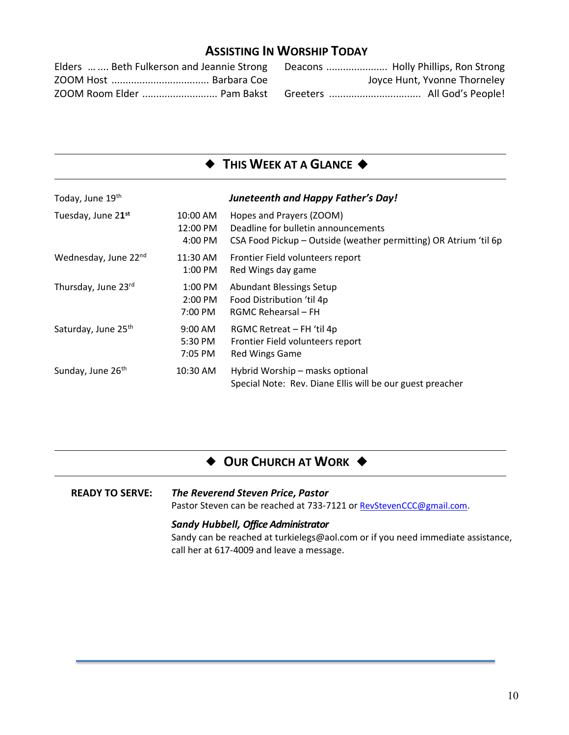## Assisting In Worship Today

Elders … .... Beth Fulkerson and Jeannie Strong
ZOOM Host .................................. Barbara Coe
ZOOM Room Elder .......................... Pam Bakst
Deacons ..................... Holly Phillips, Ron Strong
Joyce Hunt, Yvonne Thorneley
Greeters ................................ All God's People!

## ◆ This Week at a Glance ◆

| | | |
|---|---|---|
| Today, June 19th | | ***Juneteenth and Happy Father's Day!*** |
| Tuesday, June 21st | 10:00 AM | Hopes and Prayers (ZOOM) |
| | 12:00 PM | Deadline for bulletin announcements |
| | 4:00 PM | CSA Food Pickup – Outside (weather permitting) OR Atrium 'til 6p |
| Wednesday, June 22nd | 11:30 AM | Frontier Field volunteers report |
| | 1:00 PM | Red Wings day game |
| Thursday, June 23rd | 1:00 PM | Abundant Blessings Setup |
| | 2:00 PM | Food Distribution 'til 4p |
| | 7:00 PM | RGMC Rehearsal – FH |
| Saturday, June 25th | 9:00 AM | RGMC Retreat – FH 'til 4p |
| | 5:30 PM | Frontier Field volunteers report |
| | 7:05 PM | Red Wings Game |
| Sunday, June 26th | 10:30 AM | Hybrid Worship – masks optional |
| | | Special Note: Rev. Diane Ellis will be our guest preacher |

## ◆ Our Church at Work ◆

**READY TO SERVE:**

***The Reverend Steven Price, Pastor***
Pastor Steven can be reached at 733-7121 or RevStevenCCC@gmail.com.

***Sandy Hubbell, Office Administrator***
Sandy can be reached at turkielegs@aol.com or if you need immediate assistance, call her at 617-4009 and leave a message.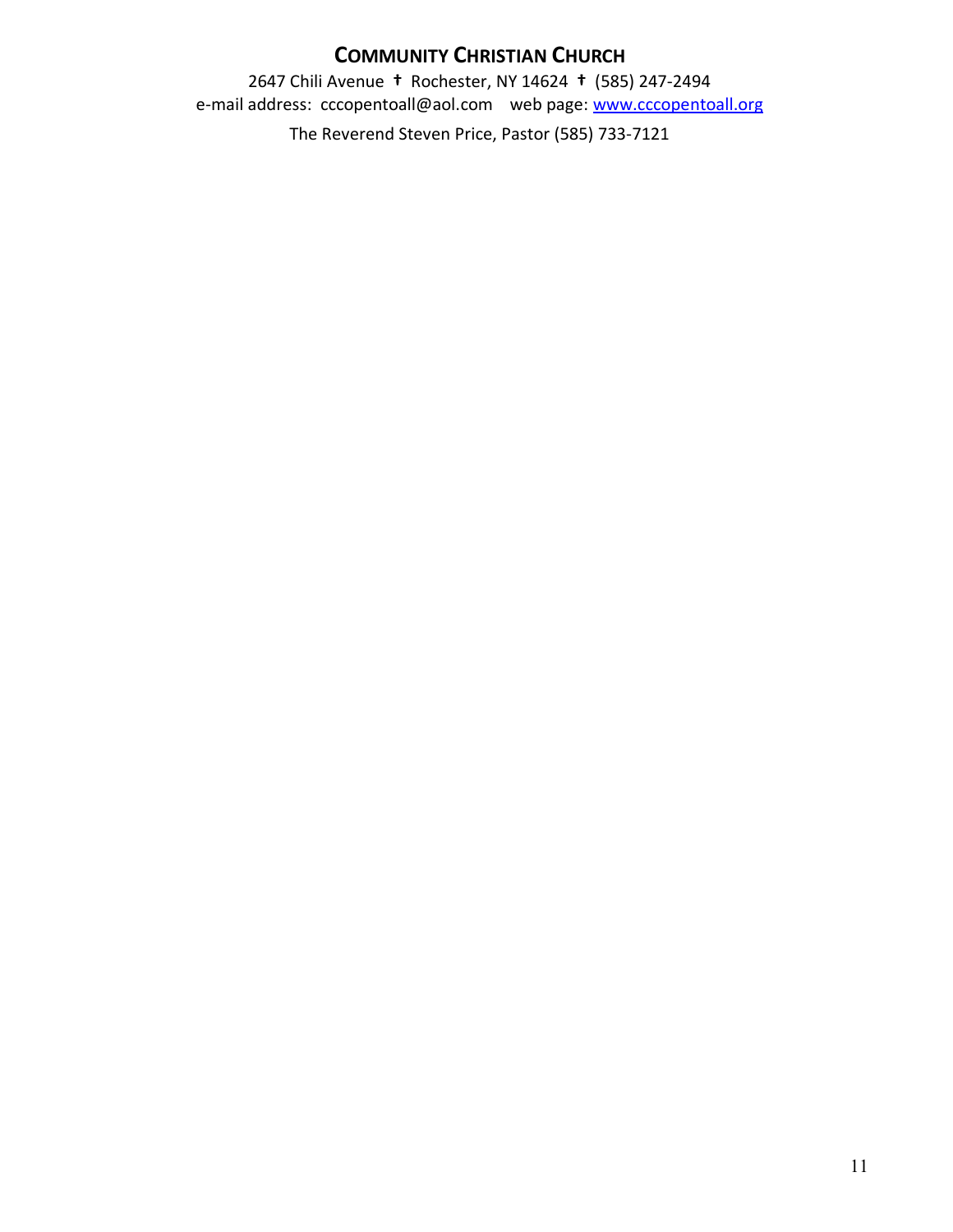# COMMUNITY CHRISTIAN CHURCH

2647 Chili Avenue ✝ Rochester, NY 14624 ✝ (585) 247-2494

e-mail address: cccopentoall@aol.com web page: www.cccopentoall.org

The Reverend Steven Price, Pastor (585) 733-7121